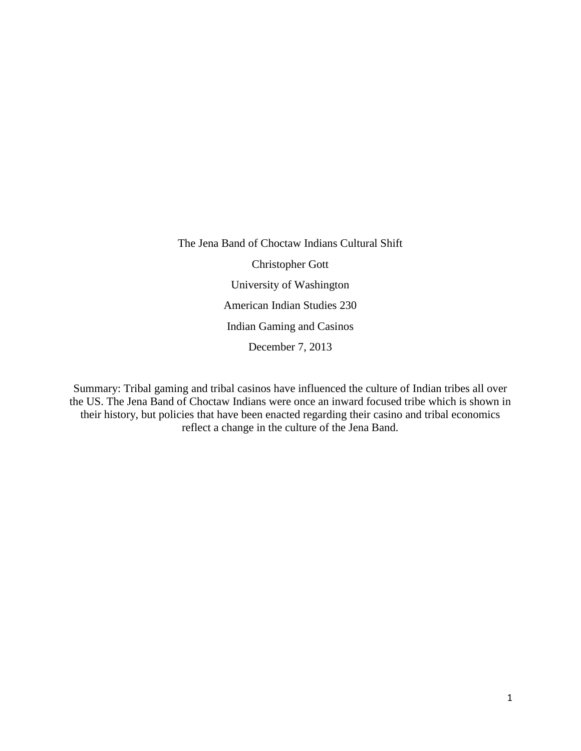# The Jena Band of Choctaw Indians Cultural Shift

Christopher Gott

University of Washington

American Indian Studies 230

Indian Gaming and Casinos

December 7, 2013

Summary: Tribal gaming and tribal casinos have influenced the culture of Indian tribes all over the US. The Jena Band of Choctaw Indians were once an inward focused tribe which is shown in their history, but policies that have been enacted regarding their casino and tribal economics reflect a change in the culture of the Jena Band.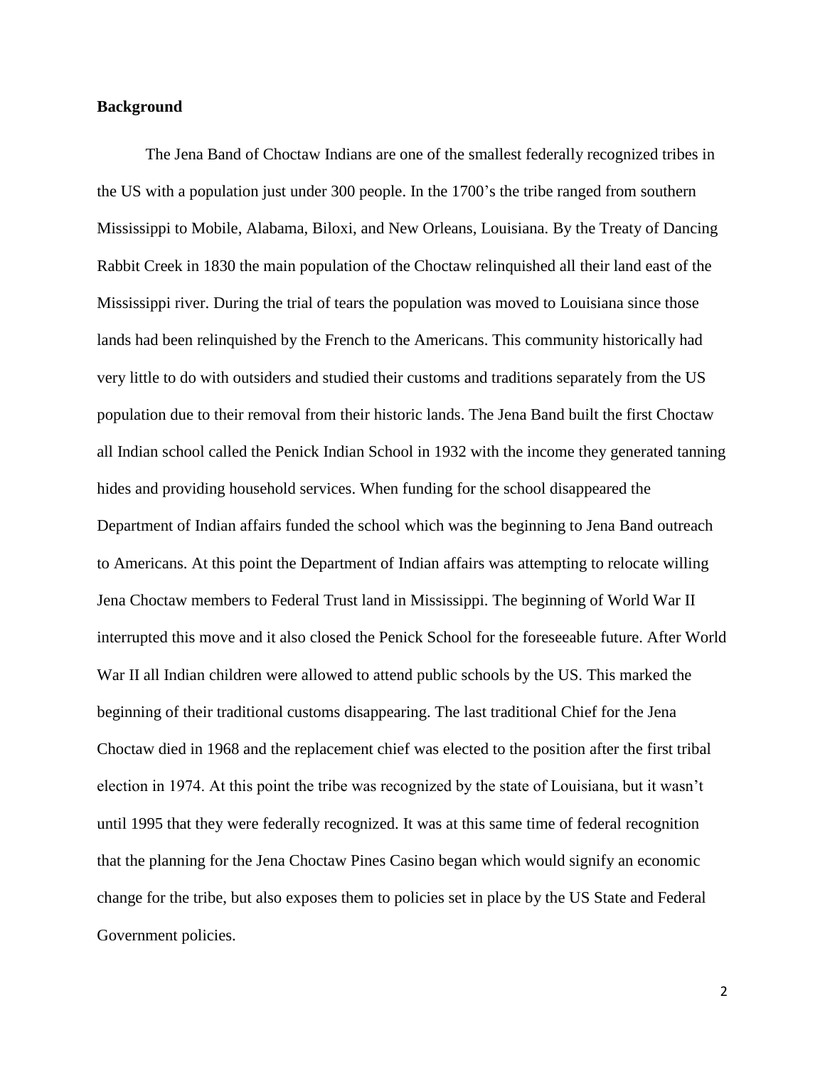**Background**

The Jena Band of Choctaw Indians are one of the smallest federally recognized tribes in the US with a population just under 300 people. In the 1700's the tribe ranged from southern Mississippi to Mobile, Alabama, Biloxi, and New Orleans, Louisiana. By the Treaty of Dancing Rabbit Creek in 1830 the main population of the Choctaw relinquished all their land east of the Mississippi river. During the trial of tears the population was moved to Louisiana since those lands had been relinquished by the French to the Americans. This community historically had very little to do with outsiders and studied their customs and traditions separately from the US population due to their removal from their historic lands. The Jena Band built the first Choctaw all Indian school called the Penick Indian School in 1932 with the income they generated tanning hides and providing household services. When funding for the school disappeared the Department of Indian affairs funded the school which was the beginning to Jena Band outreach to Americans. At this point the Department of Indian affairs was attempting to relocate willing Jena Choctaw members to Federal Trust land in Mississippi. The beginning of World War II interrupted this move and it also closed the Penick School for the foreseeable future. After World War II all Indian children were allowed to attend public schools by the US. This marked the beginning of their traditional customs disappearing. The last traditional Chief for the Jena Choctaw died in 1968 and the replacement chief was elected to the position after the first tribal election in 1974. At this point the tribe was recognized by the state of Louisiana, but it wasn't until 1995 that they were federally recognized. It was at this same time of federal recognition that the planning for the Jena Choctaw Pines Casino began which would signify an economic change for the tribe, but also exposes them to policies set in place by the US State and Federal Government policies.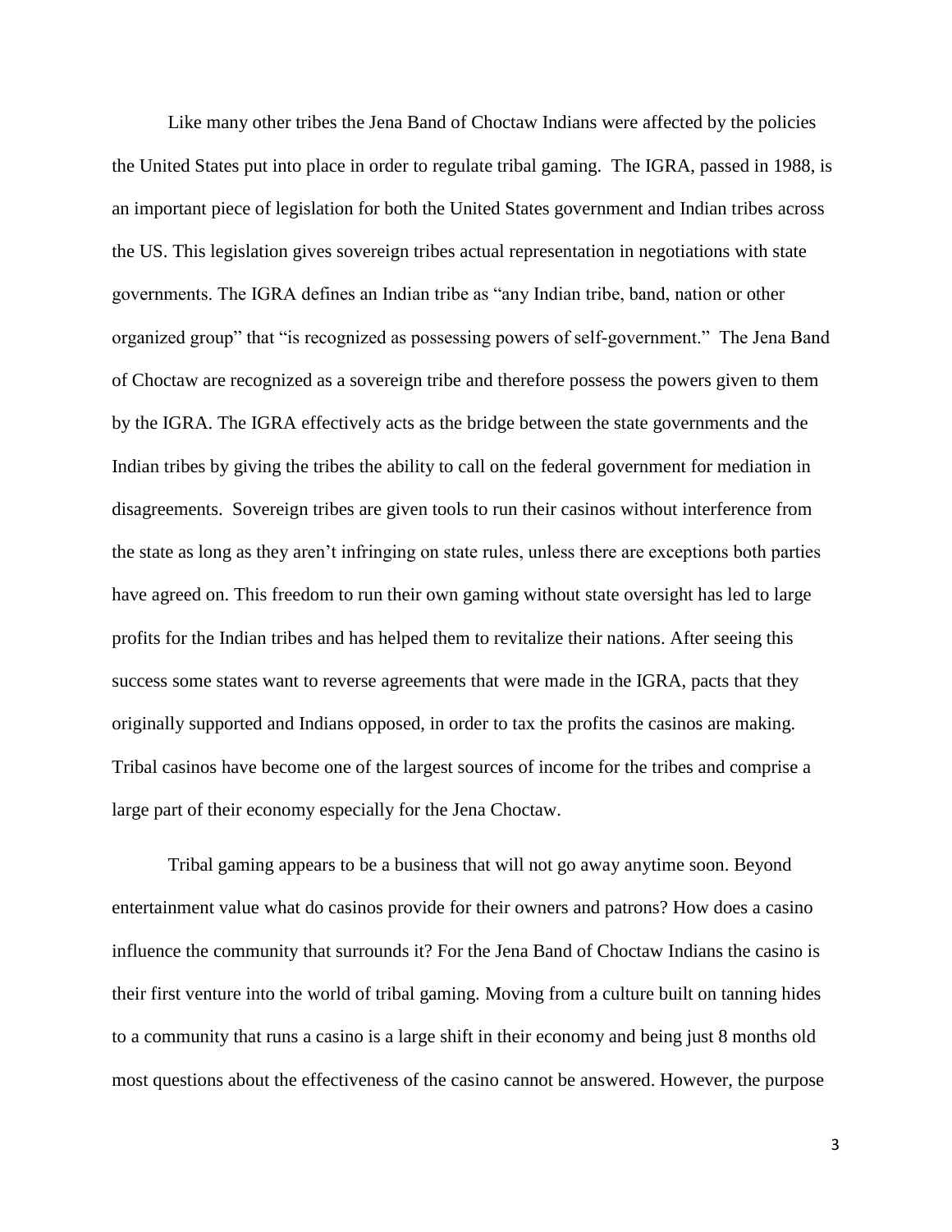Like many other tribes the Jena Band of Choctaw Indians were affected by the policies the United States put into place in order to regulate tribal gaming. The IGRA, passed in 1988, is an important piece of legislation for both the United States government and Indian tribes across the US. This legislation gives sovereign tribes actual representation in negotiations with state governments. The IGRA defines an Indian tribe as "any Indian tribe, band, nation or other organized group" that "is recognized as possessing powers of self-government." The Jena Band of Choctaw are recognized as a sovereign tribe and therefore possess the powers given to them by the IGRA. The IGRA effectively acts as the bridge between the state governments and the Indian tribes by giving the tribes the ability to call on the federal government for mediation in disagreements. Sovereign tribes are given tools to run their casinos without interference from the state as long as they aren't infringing on state rules, unless there are exceptions both parties have agreed on. This freedom to run their own gaming without state oversight has led to large profits for the Indian tribes and has helped them to revitalize their nations. After seeing this success some states want to reverse agreements that were made in the IGRA, pacts that they originally supported and Indians opposed, in order to tax the profits the casinos are making. Tribal casinos have become one of the largest sources of income for the tribes and comprise a large part of their economy especially for the Jena Choctaw.

Tribal gaming appears to be a business that will not go away anytime soon. Beyond entertainment value what do casinos provide for their owners and patrons? How does a casino influence the community that surrounds it? For the Jena Band of Choctaw Indians the casino is their first venture into the world of tribal gaming. Moving from a culture built on tanning hides to a community that runs a casino is a large shift in their economy and being just 8 months old most questions about the effectiveness of the casino cannot be answered. However, the purpose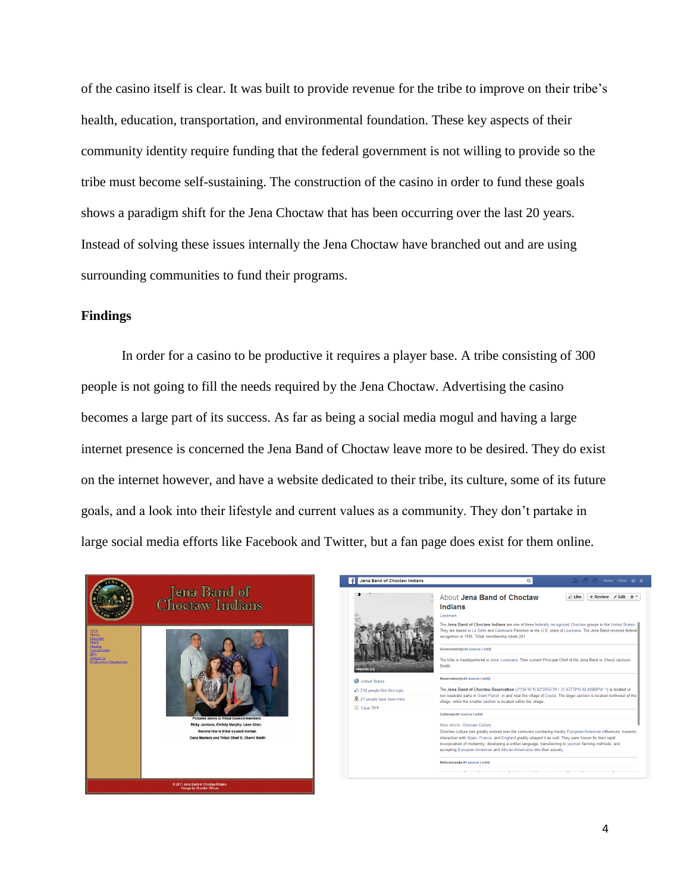of the casino itself is clear. It was built to provide revenue for the tribe to improve on their tribe's health, education, transportation, and environmental foundation. These key aspects of their community identity require funding that the federal government is not willing to provide so the tribe must become self-sustaining. The construction of the casino in order to fund these goals shows a paradigm shift for the Jena Choctaw that has been occurring over the last 20 years. Instead of solving these issues internally the Jena Choctaw have branched out and are using surrounding communities to fund their programs.

## Findings

In order for a casino to be productive it requires a player base. A tribe consisting of 300 people is not going to fill the needs required by the Jena Choctaw. Advertising the casino becomes a large part of its success. As far as being a social media mogul and having a large internet presence is concerned the Jena Band of Choctaw leave more to be desired. They do exist on the internet however, and have a website dedicated to their tribe, its culture, some of its future goals, and a look into their lifestyle and current values as a community. They don't partake in large social media efforts like Facebook and Twitter, but a fan page does exist for them online.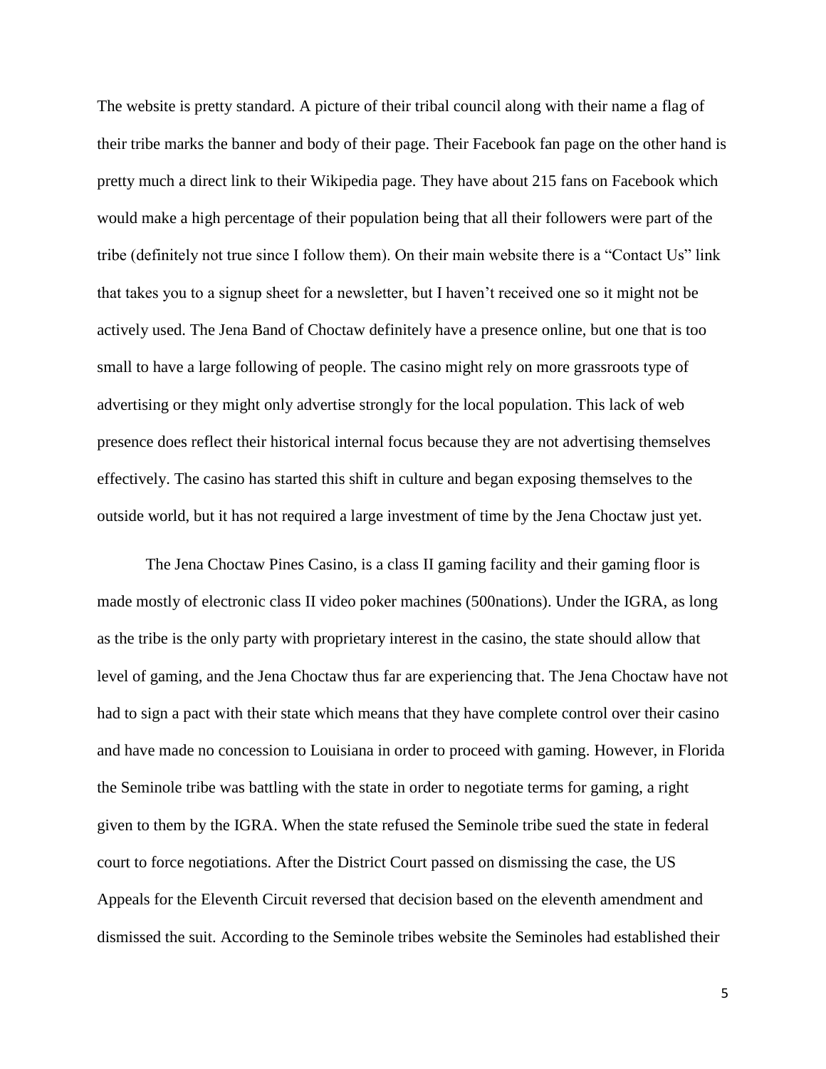The website is pretty standard. A picture of their tribal council along with their name a flag of their tribe marks the banner and body of their page. Their Facebook fan page on the other hand is pretty much a direct link to their Wikipedia page. They have about 215 fans on Facebook which would make a high percentage of their population being that all their followers were part of the tribe (definitely not true since I follow them). On their main website there is a "Contact Us" link that takes you to a signup sheet for a newsletter, but I haven't received one so it might not be actively used. The Jena Band of Choctaw definitely have a presence online, but one that is too small to have a large following of people. The casino might rely on more grassroots type of advertising or they might only advertise strongly for the local population. This lack of web presence does reflect their historical internal focus because they are not advertising themselves effectively. The casino has started this shift in culture and began exposing themselves to the outside world, but it has not required a large investment of time by the Jena Choctaw just yet.

The Jena Choctaw Pines Casino, is a class II gaming facility and their gaming floor is made mostly of electronic class II video poker machines (500nations). Under the IGRA, as long as the tribe is the only party with proprietary interest in the casino, the state should allow that level of gaming, and the Jena Choctaw thus far are experiencing that. The Jena Choctaw have not had to sign a pact with their state which means that they have complete control over their casino and have made no concession to Louisiana in order to proceed with gaming. However, in Florida the Seminole tribe was battling with the state in order to negotiate terms for gaming, a right given to them by the IGRA. When the state refused the Seminole tribe sued the state in federal court to force negotiations. After the District Court passed on dismissing the case, the US Appeals for the Eleventh Circuit reversed that decision based on the eleventh amendment and dismissed the suit. According to the Seminole tribes website the Seminoles had established their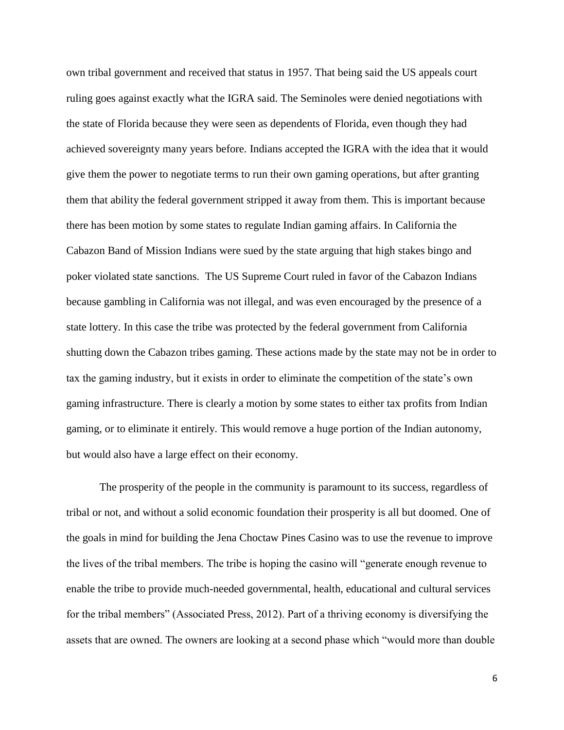own tribal government and received that status in 1957. That being said the US appeals court ruling goes against exactly what the IGRA said. The Seminoles were denied negotiations with the state of Florida because they were seen as dependents of Florida, even though they had achieved sovereignty many years before. Indians accepted the IGRA with the idea that it would give them the power to negotiate terms to run their own gaming operations, but after granting them that ability the federal government stripped it away from them. This is important because there has been motion by some states to regulate Indian gaming affairs. In California the Cabazon Band of Mission Indians were sued by the state arguing that high stakes bingo and poker violated state sanctions. The US Supreme Court ruled in favor of the Cabazon Indians because gambling in California was not illegal, and was even encouraged by the presence of a state lottery. In this case the tribe was protected by the federal government from California shutting down the Cabazon tribes gaming. These actions made by the state may not be in order to tax the gaming industry, but it exists in order to eliminate the competition of the state's own gaming infrastructure. There is clearly a motion by some states to either tax profits from Indian gaming, or to eliminate it entirely. This would remove a huge portion of the Indian autonomy, but would also have a large effect on their economy.

The prosperity of the people in the community is paramount to its success, regardless of tribal or not, and without a solid economic foundation their prosperity is all but doomed. One of the goals in mind for building the Jena Choctaw Pines Casino was to use the revenue to improve the lives of the tribal members. The tribe is hoping the casino will "generate enough revenue to enable the tribe to provide much-needed governmental, health, educational and cultural services for the tribal members" (Associated Press, 2012). Part of a thriving economy is diversifying the assets that are owned. The owners are looking at a second phase which "would more than double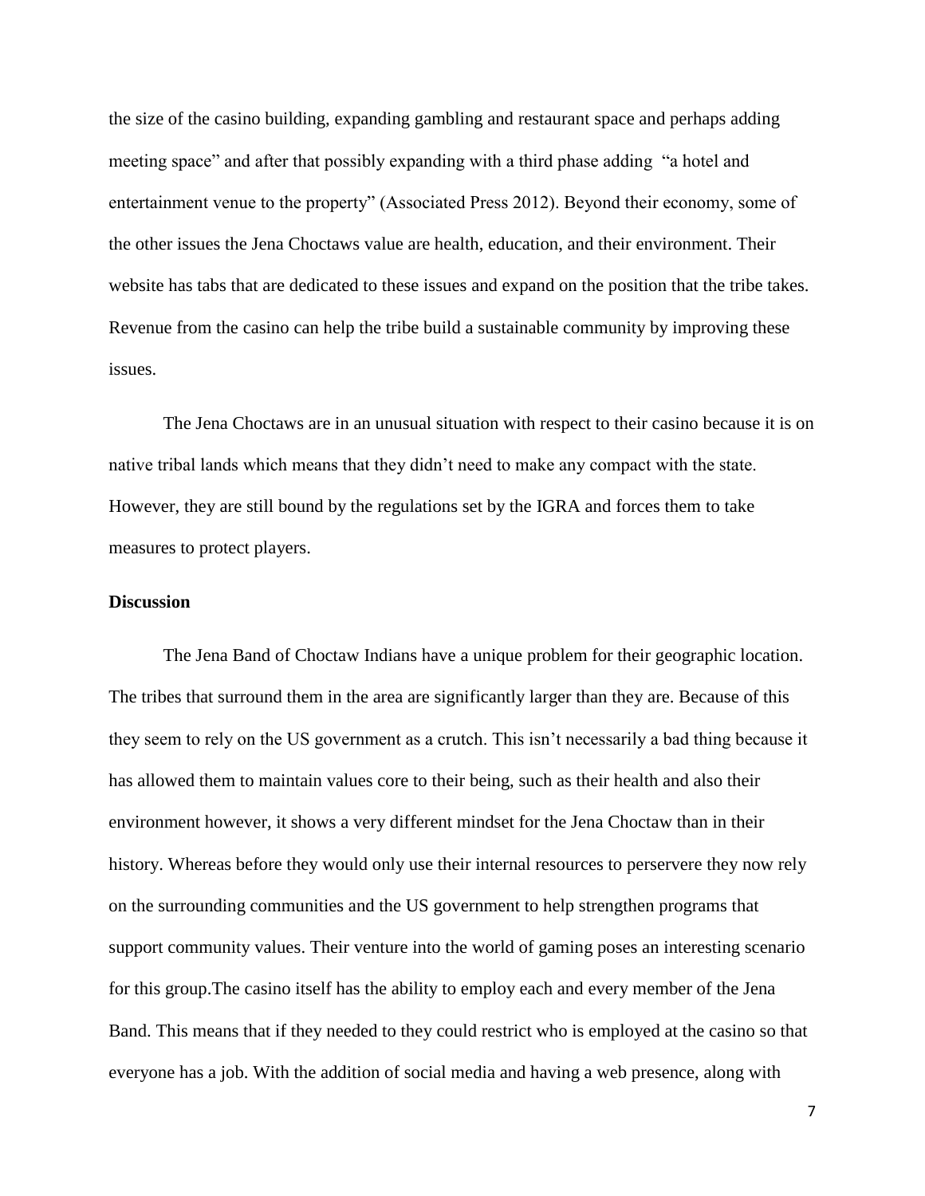the size of the casino building, expanding gambling and restaurant space and perhaps adding meeting space" and after that possibly expanding with a third phase adding "a hotel and entertainment venue to the property" (Associated Press 2012). Beyond their economy, some of the other issues the Jena Choctaws value are health, education, and their environment. Their website has tabs that are dedicated to these issues and expand on the position that the tribe takes. Revenue from the casino can help the tribe build a sustainable community by improving these issues.

The Jena Choctaws are in an unusual situation with respect to their casino because it is on native tribal lands which means that they didn't need to make any compact with the state. However, they are still bound by the regulations set by the IGRA and forces them to take measures to protect players.

**Discussion**

The Jena Band of Choctaw Indians have a unique problem for their geographic location. The tribes that surround them in the area are significantly larger than they are. Because of this they seem to rely on the US government as a crutch. This isn't necessarily a bad thing because it has allowed them to maintain values core to their being, such as their health and also their environment however, it shows a very different mindset for the Jena Choctaw than in their history. Whereas before they would only use their internal resources to perservere they now rely on the surrounding communities and the US government to help strengthen programs that support community values. Their venture into the world of gaming poses an interesting scenario for this group.The casino itself has the ability to employ each and every member of the Jena Band. This means that if they needed to they could restrict who is employed at the casino so that everyone has a job. With the addition of social media and having a web presence, along with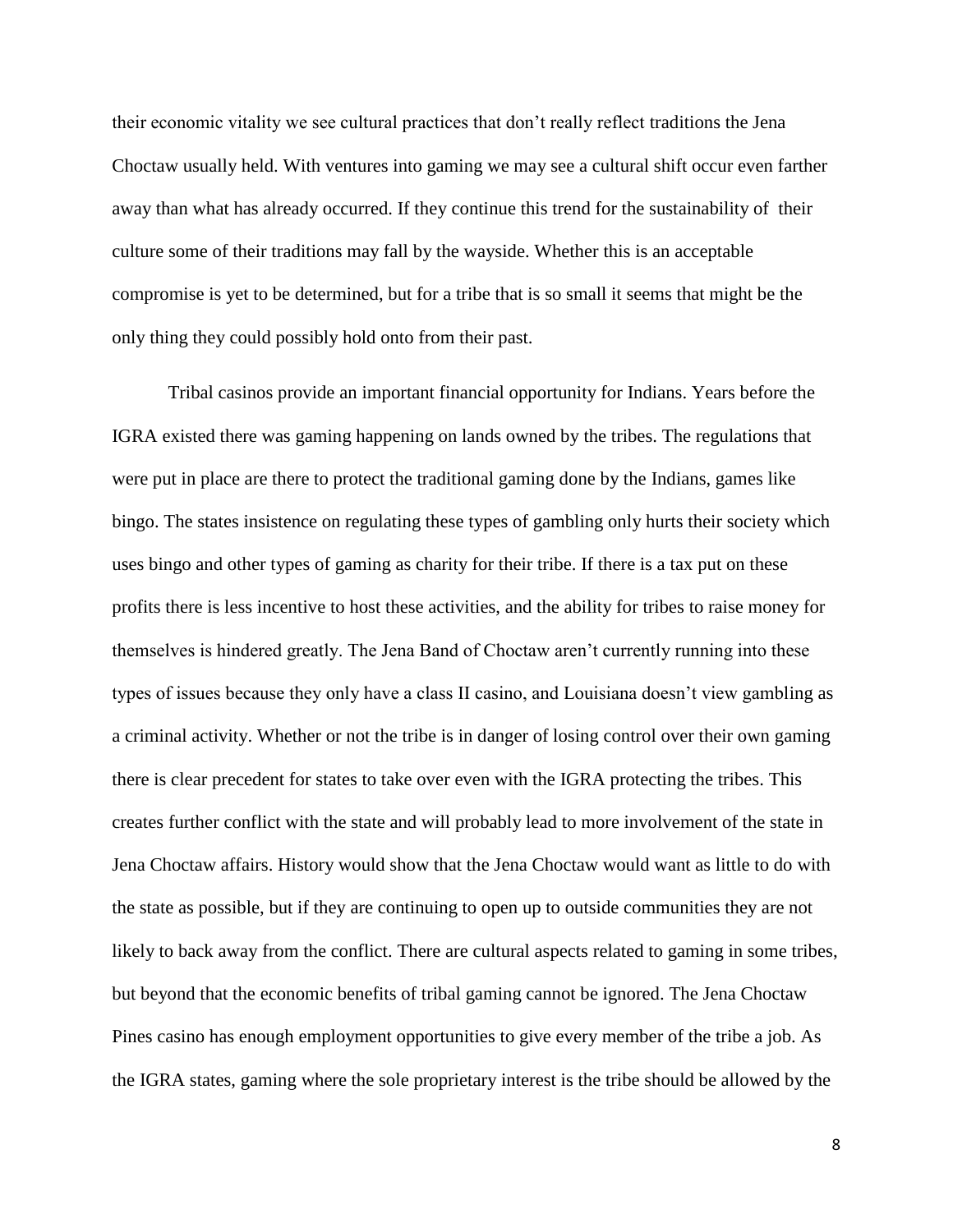their economic vitality we see cultural practices that don't really reflect traditions the Jena Choctaw usually held. With ventures into gaming we may see a cultural shift occur even farther away than what has already occurred. If they continue this trend for the sustainability of their culture some of their traditions may fall by the wayside. Whether this is an acceptable compromise is yet to be determined, but for a tribe that is so small it seems that might be the only thing they could possibly hold onto from their past.

Tribal casinos provide an important financial opportunity for Indians. Years before the IGRA existed there was gaming happening on lands owned by the tribes. The regulations that were put in place are there to protect the traditional gaming done by the Indians, games like bingo. The states insistence on regulating these types of gambling only hurts their society which uses bingo and other types of gaming as charity for their tribe. If there is a tax put on these profits there is less incentive to host these activities, and the ability for tribes to raise money for themselves is hindered greatly. The Jena Band of Choctaw aren't currently running into these types of issues because they only have a class II casino, and Louisiana doesn't view gambling as a criminal activity. Whether or not the tribe is in danger of losing control over their own gaming there is clear precedent for states to take over even with the IGRA protecting the tribes. This creates further conflict with the state and will probably lead to more involvement of the state in Jena Choctaw affairs. History would show that the Jena Choctaw would want as little to do with the state as possible, but if they are continuing to open up to outside communities they are not likely to back away from the conflict. There are cultural aspects related to gaming in some tribes, but beyond that the economic benefits of tribal gaming cannot be ignored. The Jena Choctaw Pines casino has enough employment opportunities to give every member of the tribe a job. As the IGRA states, gaming where the sole proprietary interest is the tribe should be allowed by the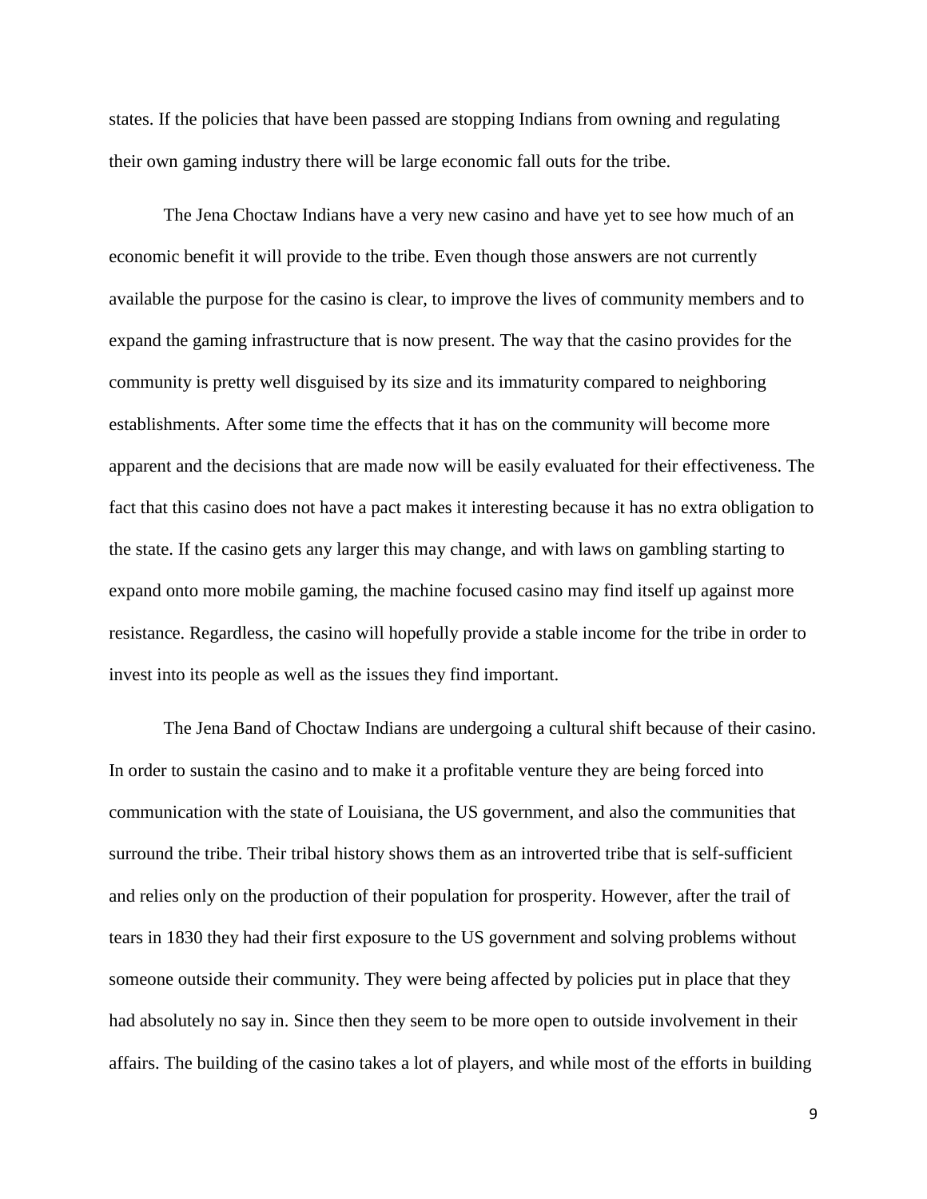states. If the policies that have been passed are stopping Indians from owning and regulating their own gaming industry there will be large economic fall outs for the tribe.

The Jena Choctaw Indians have a very new casino and have yet to see how much of an economic benefit it will provide to the tribe. Even though those answers are not currently available the purpose for the casino is clear, to improve the lives of community members and to expand the gaming infrastructure that is now present. The way that the casino provides for the community is pretty well disguised by its size and its immaturity compared to neighboring establishments. After some time the effects that it has on the community will become more apparent and the decisions that are made now will be easily evaluated for their effectiveness. The fact that this casino does not have a pact makes it interesting because it has no extra obligation to the state. If the casino gets any larger this may change, and with laws on gambling starting to expand onto more mobile gaming, the machine focused casino may find itself up against more resistance. Regardless, the casino will hopefully provide a stable income for the tribe in order to invest into its people as well as the issues they find important.

The Jena Band of Choctaw Indians are undergoing a cultural shift because of their casino. In order to sustain the casino and to make it a profitable venture they are being forced into communication with the state of Louisiana, the US government, and also the communities that surround the tribe. Their tribal history shows them as an introverted tribe that is self-sufficient and relies only on the production of their population for prosperity. However, after the trail of tears in 1830 they had their first exposure to the US government and solving problems without someone outside their community. They were being affected by policies put in place that they had absolutely no say in. Since then they seem to be more open to outside involvement in their affairs. The building of the casino takes a lot of players, and while most of the efforts in building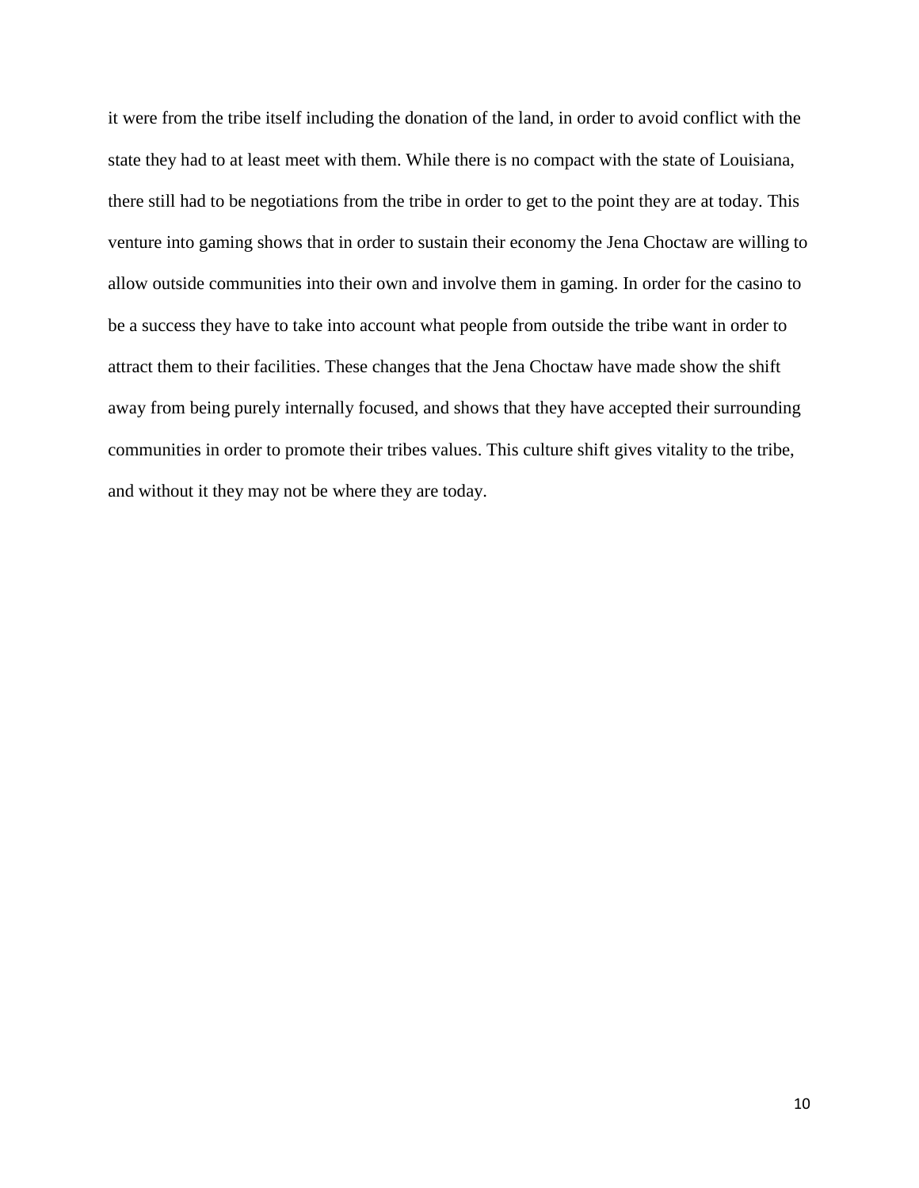it were from the tribe itself including the donation of the land, in order to avoid conflict with the state they had to at least meet with them. While there is no compact with the state of Louisiana, there still had to be negotiations from the tribe in order to get to the point they are at today. This venture into gaming shows that in order to sustain their economy the Jena Choctaw are willing to allow outside communities into their own and involve them in gaming. In order for the casino to be a success they have to take into account what people from outside the tribe want in order to attract them to their facilities. These changes that the Jena Choctaw have made show the shift away from being purely internally focused, and shows that they have accepted their surrounding communities in order to promote their tribes values. This culture shift gives vitality to the tribe, and without it they may not be where they are today.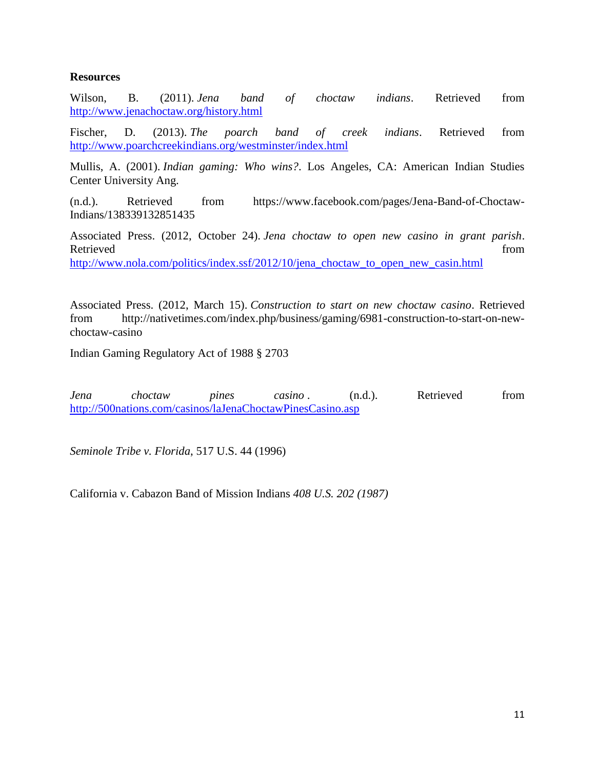**Resources**

Wilson, B. (2011). *Jena band of choctaw indians*. Retrieved from http://www.jenachoctaw.org/history.html

Fischer, D. (2013). *The poarch band of creek indians*. Retrieved from http://www.poarchcreekindians.org/westminster/index.html

Mullis, A. (2001). *Indian gaming: Who wins?*. Los Angeles, CA: American Indian Studies Center University Ang.

(n.d.). Retrieved from https://www.facebook.com/pages/Jena-Band-of-Choctaw-Indians/138339132851435

Associated Press. (2012, October 24). *Jena choctaw to open new casino in grant parish*. Retrieved from http://www.nola.com/politics/index.ssf/2012/10/jena_choctaw_to_open_new_casin.html

Associated Press. (2012, March 15). *Construction to start on new choctaw casino*. Retrieved from http://nativetimes.com/index.php/business/gaming/6981-construction-to-start-on-new-choctaw-casino

Indian Gaming Regulatory Act of 1988 § 2703

*Jena choctaw pines casino* . (n.d.). Retrieved from http://500nations.com/casinos/laJenaChoctawPinesCasino.asp

*Seminole Tribe v. Florida*, 517 U.S. 44 (1996)

California v. Cabazon Band of Mission Indians *408 U.S. 202 (1987)*